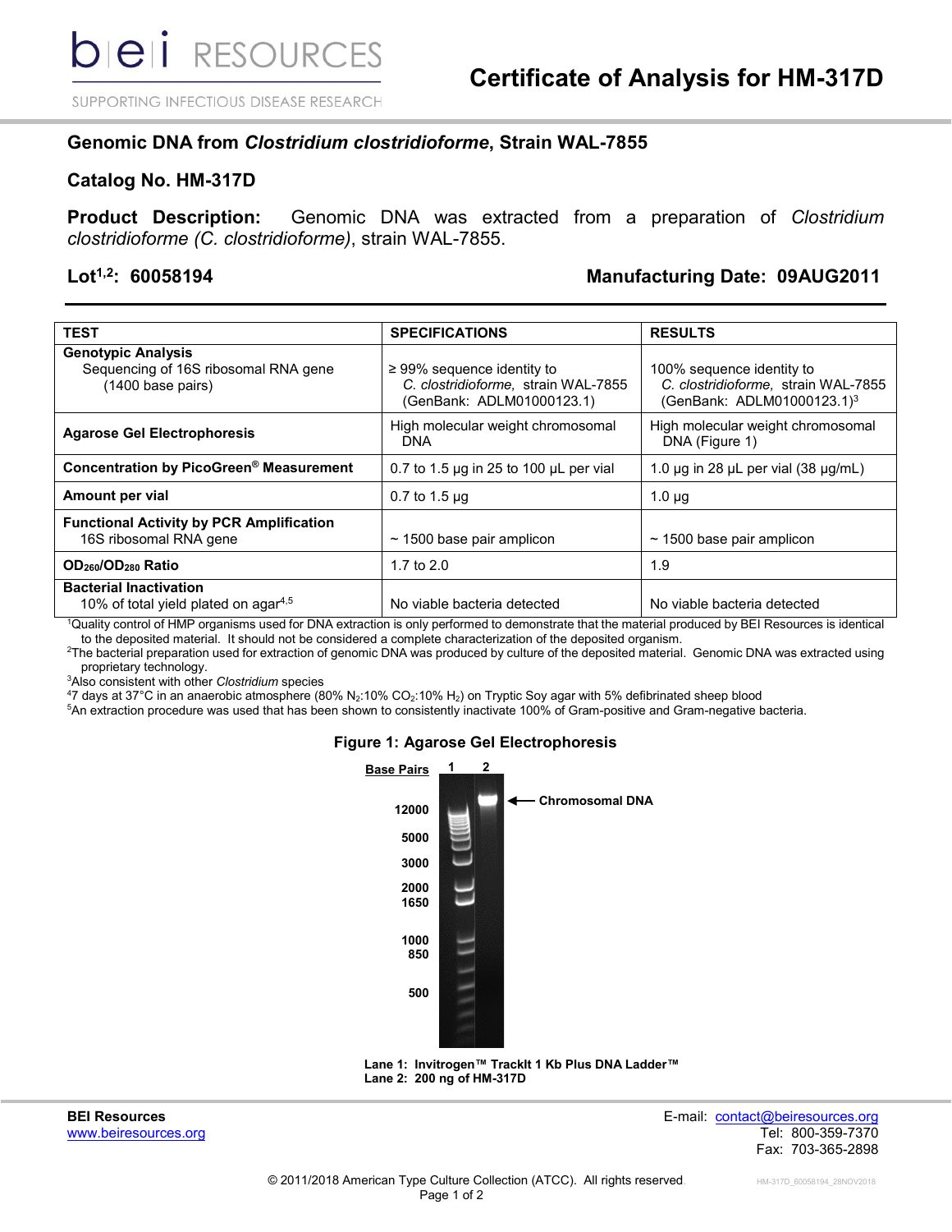# Certificate of Analysis for HM-317D

## Genomic DNA from *Clostridium clostridioforme*, Strain WAL-7855

## Catalog No. HM-317D

**Product Description:** Genomic DNA was extracted from a preparation of *Clostridium clostridioforme (C. clostridioforme)*, strain WAL-7855.

**Lot[1,2]: 60058194** **Manufacturing Date: 09AUG2011**

| TEST | SPECIFICATIONS | RESULTS |
|---|---|---|
| **Genotypic Analysis** Sequencing of 16S ribosomal RNA gene (1400 base pairs) | ≥ 99% sequence identity to *C. clostridioforme*, strain WAL-7855 (GenBank: ADLM01000123.1) | 100% sequence identity to *C. clostridioforme*, strain WAL-7855 (GenBank: ADLM01000123.1)[3] |
| **Agarose Gel Electrophoresis** | High molecular weight chromosomal DNA | High molecular weight chromosomal DNA (Figure 1) |
| **Concentration by PicoGreen® Measurement** | 0.7 to 1.5 µg in 25 to 100 µL per vial | 1.0 µg in 28 µL per vial (38 µg/mL) |
| **Amount per vial** | 0.7 to 1.5 µg | 1.0 µg |
| **Functional Activity by PCR Amplification** 16S ribosomal RNA gene | ~ 1500 base pair amplicon | ~ 1500 base pair amplicon |
| **$OD_{260}/OD_{280}$ Ratio** | 1.7 to 2.0 | 1.9 |
| **Bacterial Inactivation** 10% of total yield plated on agar[4,5] | No viable bacteria detected | No viable bacteria detected |

[1]Quality control of HMP organisms used for DNA extraction is only performed to demonstrate that the material produced by BEI Resources is identical to the deposited material. It should not be considered a complete characterization of the deposited organism.
[2]The bacterial preparation used for extraction of genomic DNA was produced by culture of the deposited material. Genomic DNA was extracted using proprietary technology.
[3]Also consistent with other *Clostridium* species
[4]7 days at 37°C in an anaerobic atmosphere (80% $N_2$:10% $CO_2$:10% $H_2$) on Tryptic Soy agar with 5% defibrinated sheep blood
[5]An extraction procedure was used that has been shown to consistently inactivate 100% of Gram-positive and Gram-negative bacteria.

### Figure 1: Agarose Gel Electrophoresis

Base Pairs: 12000, 5000, 3000, 2000, 1650, 1000, 850, 500 — Lanes 1, 2 — Chromosomal DNA

Lane 1: Invitrogen™ TrackIt 1 Kb Plus DNA Ladder™
Lane 2: 200 ng of HM-317D

**BEI Resources**
www.beiresources.org

E-mail: contact@beiresources.org
Tel: 800-359-7370
Fax: 703-365-2898

© 2011/2018 American Type Culture Collection (ATCC). All rights reserved.

HM-317D_60058194_28NOV2018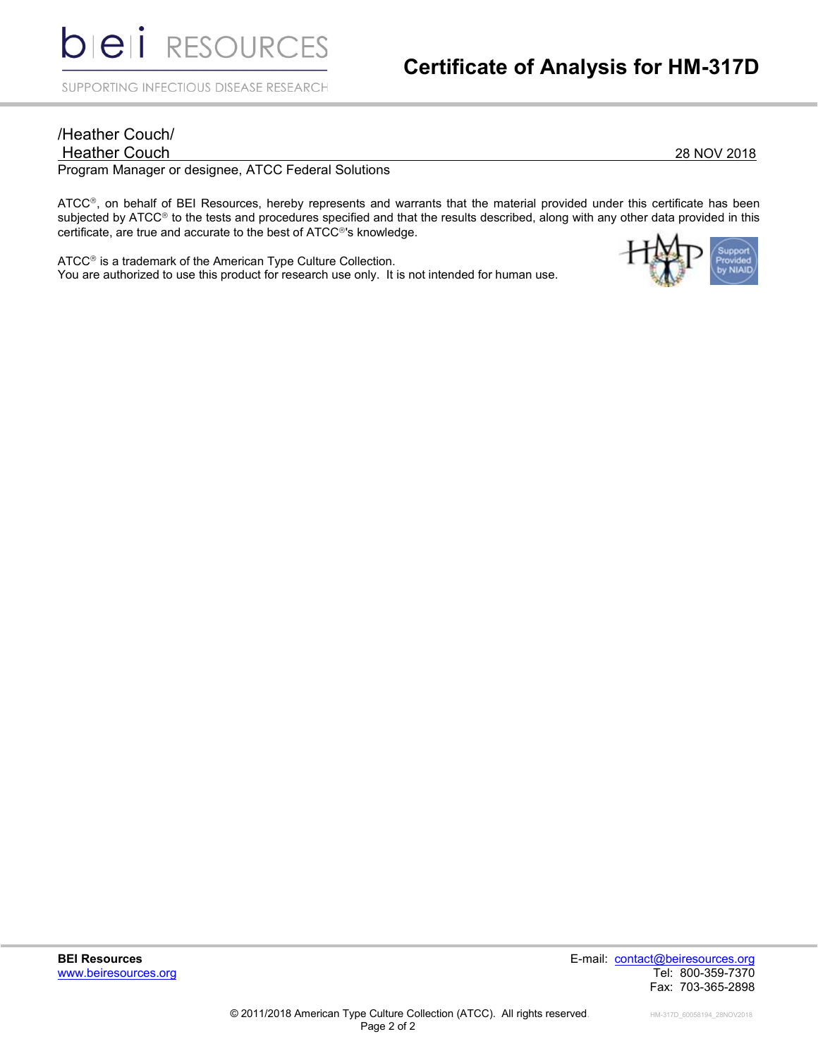/Heather Couch/
Heather Couch 28 NOV 2018

Program Manager or designee, ATCC Federal Solutions

ATCC®, on behalf of BEI Resources, hereby represents and warrants that the material provided under this certificate has been subjected by ATCC® to the tests and procedures specified and that the results described, along with any other data provided in this certificate, are true and accurate to the best of ATCC®'s knowledge.

ATCC® is a trademark of the American Type Culture Collection.
You are authorized to use this product for research use only. It is not intended for human use.

**BEI Resources**
www.beiresources.org

E-mail: contact@beiresources.org
Tel: 800-359-7370
Fax: 703-365-2898

© 2011/2018 American Type Culture Collection (ATCC). All rights reserved.

HM-317D_60058194_28NOV2018